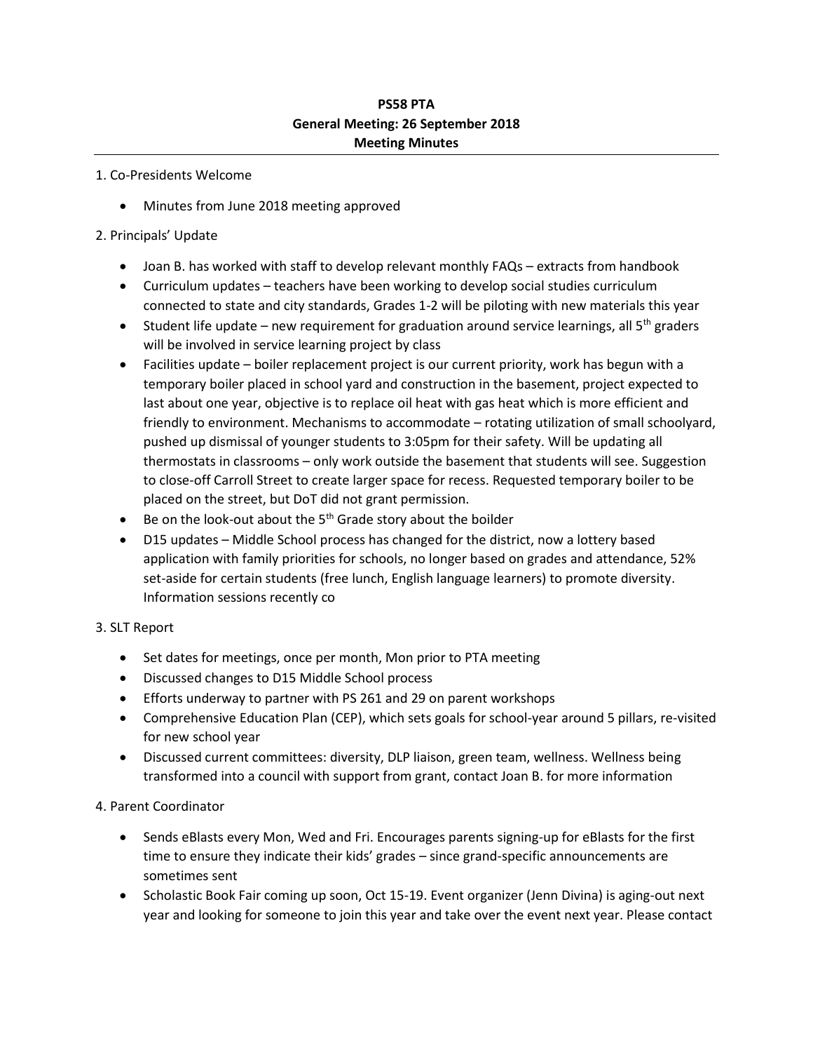**PS58 PTA**
**General Meeting: 26 September 2018**
**Meeting Minutes**

---

1. Co-Presidents Welcome

- Minutes from June 2018 meeting approved

2. Principals' Update

- Joan B. has worked with staff to develop relevant monthly FAQs – extracts from handbook
- Curriculum updates – teachers have been working to develop social studies curriculum connected to state and city standards, Grades 1-2 will be piloting with new materials this year
- Student life update – new requirement for graduation around service learnings, all 5th graders will be involved in service learning project by class
- Facilities update – boiler replacement project is our current priority, work has begun with a temporary boiler placed in school yard and construction in the basement, project expected to last about one year, objective is to replace oil heat with gas heat which is more efficient and friendly to environment. Mechanisms to accommodate – rotating utilization of small schoolyard, pushed up dismissal of younger students to 3:05pm for their safety. Will be updating all thermostats in classrooms – only work outside the basement that students will see. Suggestion to close-off Carroll Street to create larger space for recess. Requested temporary boiler to be placed on the street, but DoT did not grant permission.
- Be on the look-out about the 5th Grade story about the boilder
- D15 updates – Middle School process has changed for the district, now a lottery based application with family priorities for schools, no longer based on grades and attendance, 52% set-aside for certain students (free lunch, English language learners) to promote diversity. Information sessions recently co

3. SLT Report

- Set dates for meetings, once per month, Mon prior to PTA meeting
- Discussed changes to D15 Middle School process
- Efforts underway to partner with PS 261 and 29 on parent workshops
- Comprehensive Education Plan (CEP), which sets goals for school-year around 5 pillars, re-visited for new school year
- Discussed current committees: diversity, DLP liaison, green team, wellness. Wellness being transformed into a council with support from grant, contact Joan B. for more information

4. Parent Coordinator

- Sends eBlasts every Mon, Wed and Fri. Encourages parents signing-up for eBlasts for the first time to ensure they indicate their kids' grades – since grand-specific announcements are sometimes sent
- Scholastic Book Fair coming up soon, Oct 15-19. Event organizer (Jenn Divina) is aging-out next year and looking for someone to join this year and take over the event next year. Please contact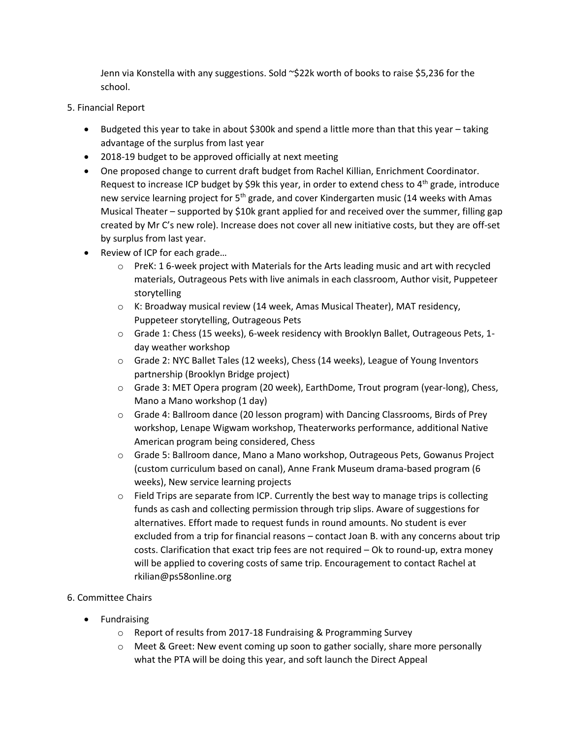Jenn via Konstella with any suggestions. Sold ~$22k worth of books to raise $5,236 for the school.

5. Financial Report

- Budgeted this year to take in about $300k and spend a little more than that this year – taking advantage of the surplus from last year
- 2018-19 budget to be approved officially at next meeting
- One proposed change to current draft budget from Rachel Killian, Enrichment Coordinator. Request to increase ICP budget by $9k this year, in order to extend chess to 4th grade, introduce new service learning project for 5th grade, and cover Kindergarten music (14 weeks with Amas Musical Theater – supported by $10k grant applied for and received over the summer, filling gap created by Mr C's new role). Increase does not cover all new initiative costs, but they are off-set by surplus from last year.
- Review of ICP for each grade…
  - PreK: 1 6-week project with Materials for the Arts leading music and art with recycled materials, Outrageous Pets with live animals in each classroom, Author visit, Puppeteer storytelling
  - K: Broadway musical review (14 week, Amas Musical Theater), MAT residency, Puppeteer storytelling, Outrageous Pets
  - Grade 1: Chess (15 weeks), 6-week residency with Brooklyn Ballet, Outrageous Pets, 1-day weather workshop
  - Grade 2: NYC Ballet Tales (12 weeks), Chess (14 weeks), League of Young Inventors partnership (Brooklyn Bridge project)
  - Grade 3: MET Opera program (20 week), EarthDome, Trout program (year-long), Chess, Mano a Mano workshop (1 day)
  - Grade 4: Ballroom dance (20 lesson program) with Dancing Classrooms, Birds of Prey workshop, Lenape Wigwam workshop, Theaterworks performance, additional Native American program being considered, Chess
  - Grade 5: Ballroom dance, Mano a Mano workshop, Outrageous Pets, Gowanus Project (custom curriculum based on canal), Anne Frank Museum drama-based program (6 weeks), New service learning projects
  - Field Trips are separate from ICP. Currently the best way to manage trips is collecting funds as cash and collecting permission through trip slips. Aware of suggestions for alternatives. Effort made to request funds in round amounts. No student is ever excluded from a trip for financial reasons – contact Joan B. with any concerns about trip costs. Clarification that exact trip fees are not required – Ok to round-up, extra money will be applied to covering costs of same trip. Encouragement to contact Rachel at rkilian@ps58online.org

6. Committee Chairs

- Fundraising
  - Report of results from 2017-18 Fundraising & Programming Survey
  - Meet & Greet: New event coming up soon to gather socially, share more personally what the PTA will be doing this year, and soft launch the Direct Appeal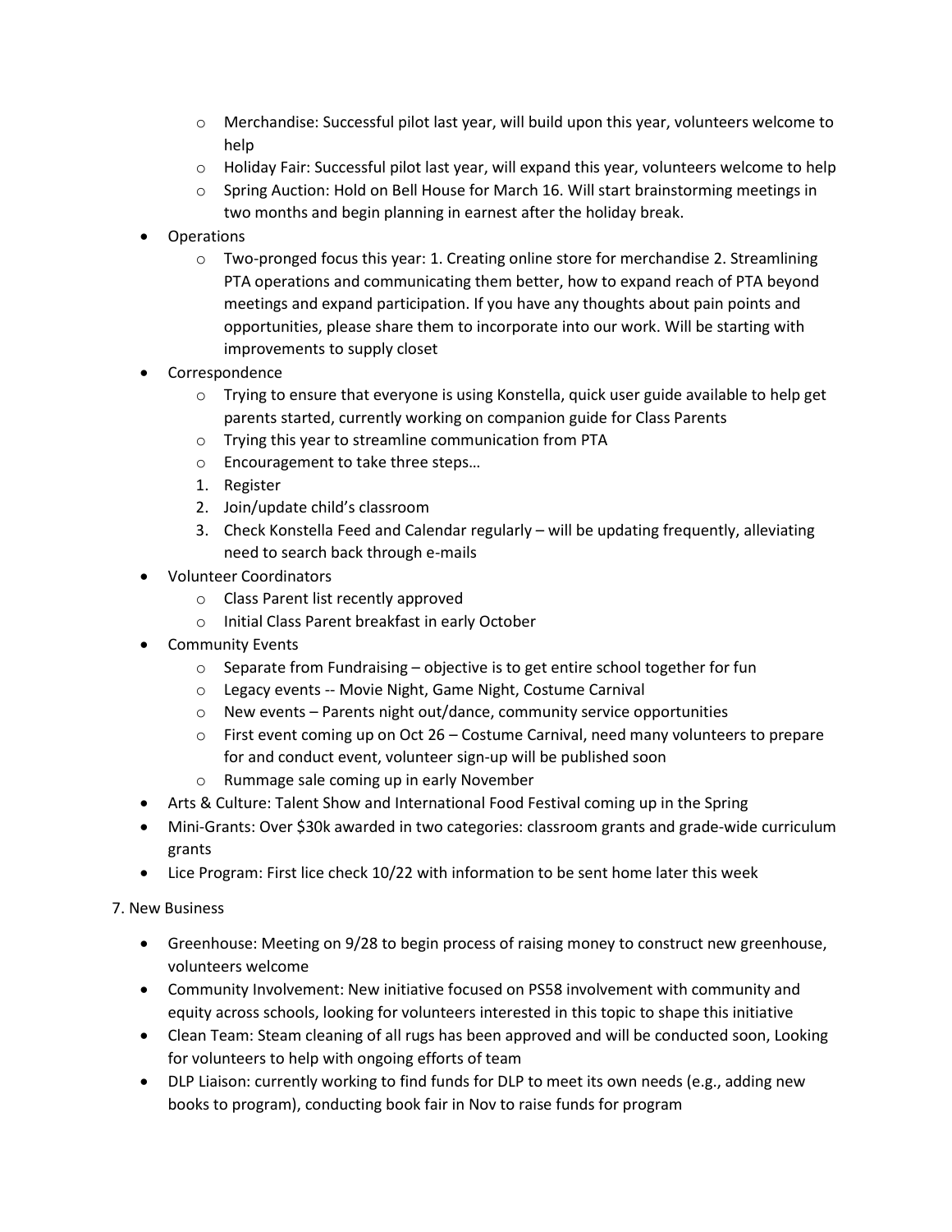- Merchandise: Successful pilot last year, will build upon this year, volunteers welcome to help
  - Holiday Fair: Successful pilot last year, will expand this year, volunteers welcome to help
  - Spring Auction: Hold on Bell House for March 16. Will start brainstorming meetings in two months and begin planning in earnest after the holiday break.
- Operations
  - Two-pronged focus this year: 1. Creating online store for merchandise 2. Streamlining PTA operations and communicating them better, how to expand reach of PTA beyond meetings and expand participation. If you have any thoughts about pain points and opportunities, please share them to incorporate into our work. Will be starting with improvements to supply closet
- Correspondence
  - Trying to ensure that everyone is using Konstella, quick user guide available to help get parents started, currently working on companion guide for Class Parents
  - Trying this year to streamline communication from PTA
  - Encouragement to take three steps…
  1. Register
  2. Join/update child's classroom
  3. Check Konstella Feed and Calendar regularly – will be updating frequently, alleviating need to search back through e-mails
- Volunteer Coordinators
  - Class Parent list recently approved
  - Initial Class Parent breakfast in early October
- Community Events
  - Separate from Fundraising – objective is to get entire school together for fun
  - Legacy events -- Movie Night, Game Night, Costume Carnival
  - New events – Parents night out/dance, community service opportunities
  - First event coming up on Oct 26 – Costume Carnival, need many volunteers to prepare for and conduct event, volunteer sign-up will be published soon
  - Rummage sale coming up in early November
- Arts & Culture: Talent Show and International Food Festival coming up in the Spring
- Mini-Grants: Over $30k awarded in two categories: classroom grants and grade-wide curriculum grants
- Lice Program: First lice check 10/22 with information to be sent home later this week

7. New Business

- Greenhouse: Meeting on 9/28 to begin process of raising money to construct new greenhouse, volunteers welcome
- Community Involvement: New initiative focused on PS58 involvement with community and equity across schools, looking for volunteers interested in this topic to shape this initiative
- Clean Team: Steam cleaning of all rugs has been approved and will be conducted soon, Looking for volunteers to help with ongoing efforts of team
- DLP Liaison: currently working to find funds for DLP to meet its own needs (e.g., adding new books to program), conducting book fair in Nov to raise funds for program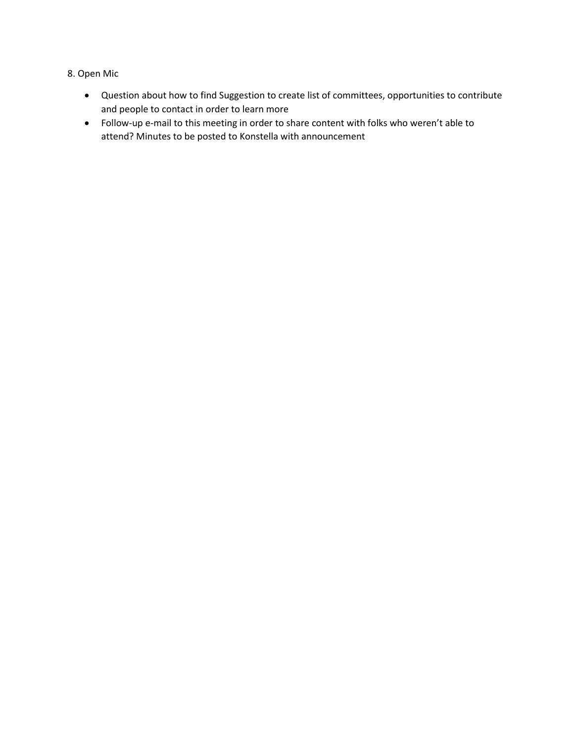8. Open Mic

- Question about how to find Suggestion to create list of committees, opportunities to contribute and people to contact in order to learn more
- Follow-up e-mail to this meeting in order to share content with folks who weren't able to attend? Minutes to be posted to Konstella with announcement